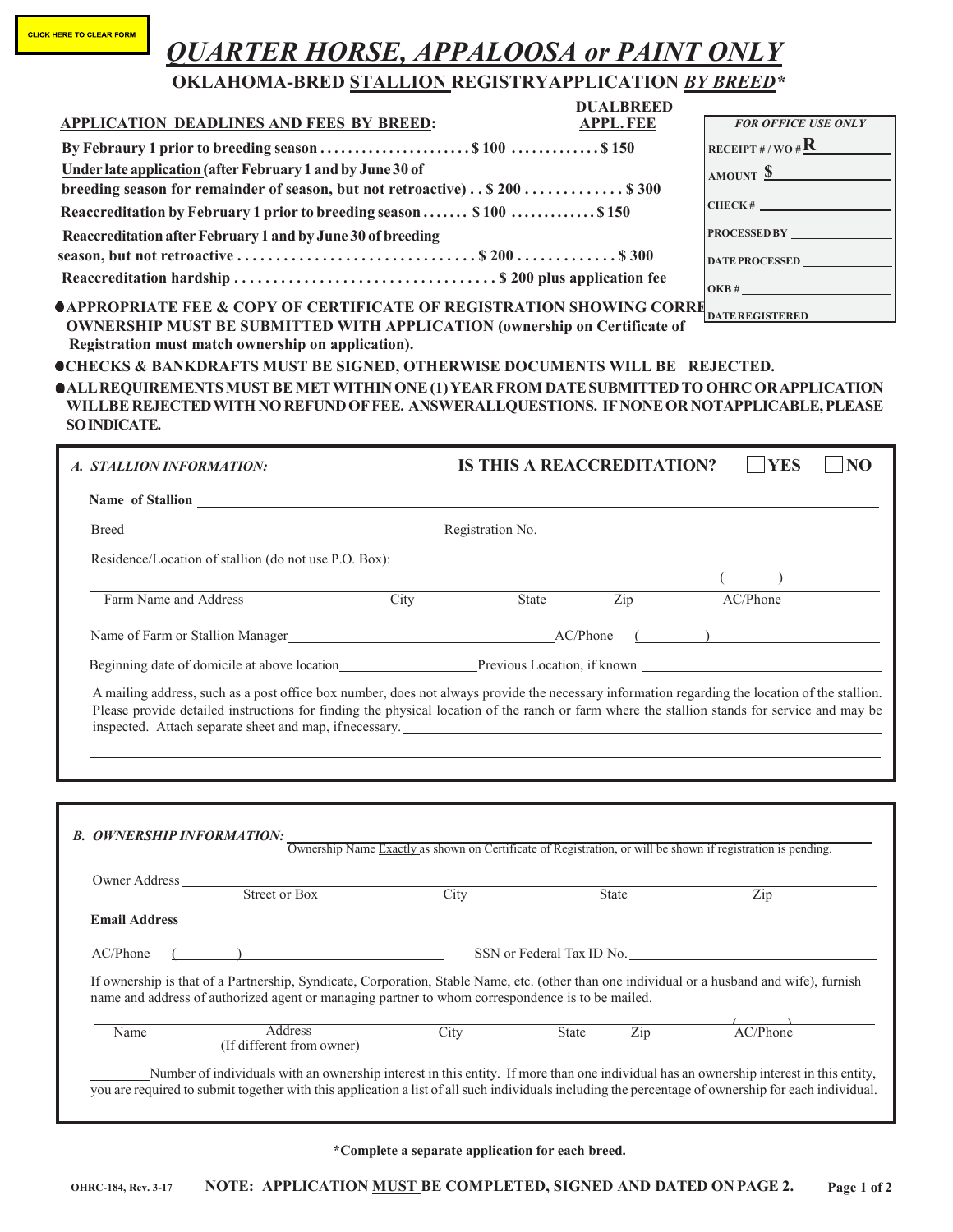CLICK HERE TO CLEAR FORM

# *QUARTER HORSE, APPALOOSA or PAINT ONLY*

## OKLAHOMA-BRED STALLION REGISTRYAPPLICATION *BY BREED**

| APPLICATION DEADLINES AND FEES BY BREED: | | DUALBREED APPL. FEE |
|---|---|---|
| By Febraury 1 prior to breeding season | $ 100 | $ 150 |
| Under late application (after February 1 and by June 30 of breeding season for remainder of season, but not retroactive) | $ 200 | $ 300 |
| Reaccreditation by February 1 prior to breeding season | $ 100 | $ 150 |
| Reaccreditation after February 1 and by June 30 of breeding season, but not retroactive | $ 200 | $ 300 |
| Reaccreditation hardship | $ 200 plus application fee | |

| *FOR OFFICE USE ONLY* |
|---|
| RECEIPT # / WO # R |
| AMOUNT $ |
| CHECK # |
| PROCESSED BY |
| DATE PROCESSED |
| OKB # |
| DATE REGISTERED |

- **APPROPRIATE FEE & COPY OF CERTIFICATE OF REGISTRATION SHOWING CORRECT OWNERSHIP MUST BE SUBMITTED WITH APPLICATION (ownership on Certificate of Registration must match ownership on application).**
- **CHECKS & BANKDRAFTS MUST BE SIGNED, OTHERWISE DOCUMENTS WILL BE REJECTED.**
- **ALL REQUIREMENTS MUST BE MET WITHIN ONE (1) YEAR FROM DATE SUBMITTED TO OHRC OR APPLICATION WILL BE REJECTED WITH NO REFUND OF FEE. ANSWER ALL QUESTIONS. IF NONE OR NOT APPLICABLE, PLEASE SO INDICATE.**

### *A. STALLION INFORMATION:*

**IS THIS A REACCREDITATION?** ☐ **YES** ☐ **NO**

**Name of Stallion** ______________________

Breed ______________________ Registration No. ______________________

Residence/Location of stallion (do not use P.O. Box):

______________________________________________ ( )
Farm Name and Address | City | State | Zip | AC/Phone

Name of Farm or Stallion Manager ______________________ AC/Phone ( ) ______________________

Beginning date of domicile at above location ______________________ Previous Location, if known ______________________

A mailing address, such as a post office box number, does not always provide the necessary information regarding the location of the stallion. Please provide detailed instructions for finding the physical location of the ranch or farm where the stallion stands for service and may be inspected. Attach separate sheet and map, if necessary. ______________________

______________________________________________

### *B. OWNERSHIP INFORMATION:* ______________________

Ownership Name Exactly as shown on Certificate of Registration, or will be shown if registration is pending.

Owner Address ______________________________________________
Street or Box | City | State | Zip

**Email Address** ______________________

AC/Phone ( ) ______________________ SSN or Federal Tax ID No. ______________________

If ownership is that of a Partnership, Syndicate, Corporation, Stable Name, etc. (other than one individual or a husband and wife), furnish name and address of authorized agent or managing partner to whom correspondence is to be mailed.

______________________________________________ ( )
Name | Address (If different from owner) | City | State | Zip | AC/Phone

________ Number of individuals with an ownership interest in this entity. If more than one individual has an ownership interest in this entity, you are required to submit together with this application a list of all such individuals including the percentage of ownership for each individual.

**\*Complete a separate application for each breed.**

OHRC-184, Rev. 3-17 **NOTE: APPLICATION MUST BE COMPLETED, SIGNED AND DATED ON PAGE 2.**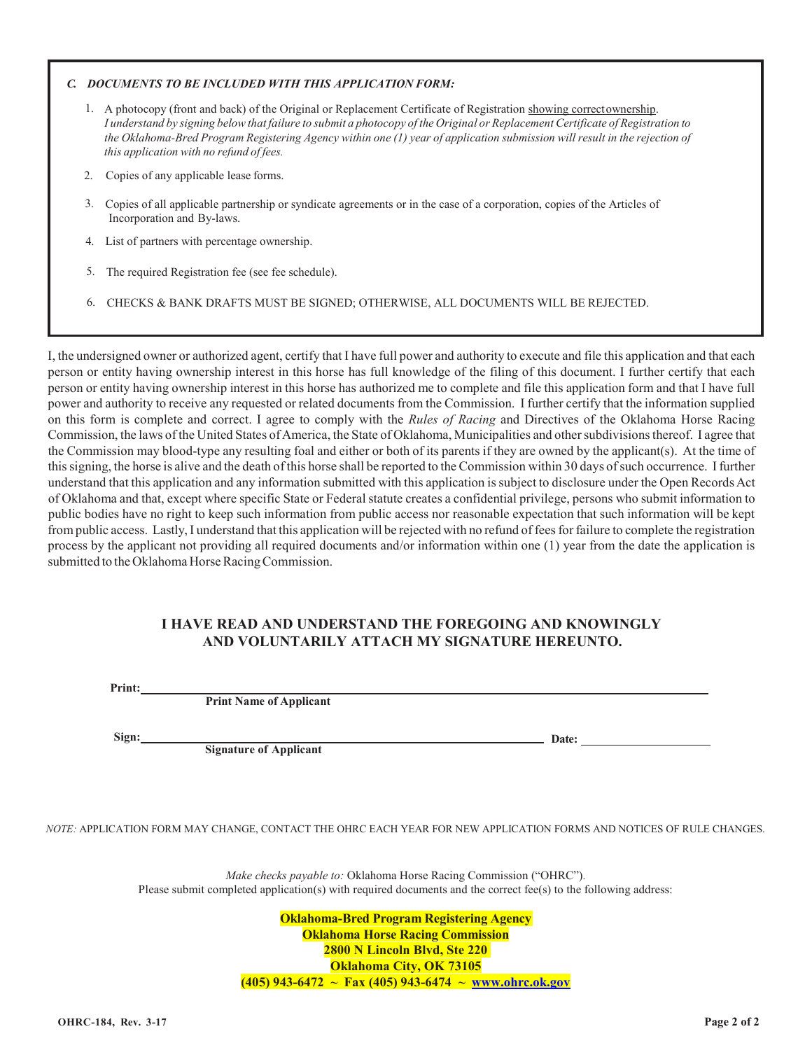### *C. DOCUMENTS TO BE INCLUDED WITH THIS APPLICATION FORM:*

1. A photocopy (front and back) of the Original or Replacement Certificate of Registration showing correct ownership.
   *I understand by signing below that failure to submit a photocopy of the Original or Replacement Certificate of Registration to the Oklahoma-Bred Program Registering Agency within one (1) year of application submission will result in the rejection of this application with no refund of fees.*
2. Copies of any applicable lease forms.
3. Copies of all applicable partnership or syndicate agreements or in the case of a corporation, copies of the Articles of Incorporation and By-laws.
4. List of partners with percentage ownership.
5. The required Registration fee (see fee schedule).
6. CHECKS & BANK DRAFTS MUST BE SIGNED; OTHERWISE, ALL DOCUMENTS WILL BE REJECTED.

I, the undersigned owner or authorized agent, certify that I have full power and authority to execute and file this application and that each person or entity having ownership interest in this horse has full knowledge of the filing of this document. I further certify that each person or entity having ownership interest in this horse has authorized me to complete and file this application form and that I have full power and authority to receive any requested or related documents from the Commission. I further certify that the information supplied on this form is complete and correct. I agree to comply with the *Rules of Racing* and Directives of the Oklahoma Horse Racing Commission, the laws of the United States of America, the State of Oklahoma, Municipalities and other subdivisions thereof. I agree that the Commission may blood-type any resulting foal and either or both of its parents if they are owned by the applicant(s). At the time of this signing, the horse is alive and the death of this horse shall be reported to the Commission within 30 days of such occurrence. I further understand that this application and any information submitted with this application is subject to disclosure under the Open Records Act of Oklahoma and that, except where specific State or Federal statute creates a confidential privilege, persons who submit information to public bodies have no right to keep such information from public access nor reasonable expectation that such information will be kept from public access. Lastly, I understand that this application will be rejected with no refund of fees for failure to complete the registration process by the applicant not providing all required documents and/or information within one (1) year from the date the application is submitted to the Oklahoma Horse Racing Commission.

**I HAVE READ AND UNDERSTAND THE FOREGOING AND KNOWINGLY AND VOLUNTARILY ATTACH MY SIGNATURE HEREUNTO.**

**Print:** ______________________________________________
**Print Name of Applicant**

**Sign:** ______________________________________________ **Date:** ____________________
**Signature of Applicant**

*NOTE:* APPLICATION FORM MAY CHANGE, CONTACT THE OHRC EACH YEAR FOR NEW APPLICATION FORMS AND NOTICES OF RULE CHANGES.

*Make checks payable to:* Oklahoma Horse Racing Commission ("OHRC").
Please submit completed application(s) with required documents and the correct fee(s) to the following address:

**Oklahoma-Bred Program Registering Agency**
**Oklahoma Horse Racing Commission**
**2800 N Lincoln Blvd, Ste 220**
**Oklahoma City, OK 73105**
**(405) 943-6472 ~ Fax (405) 943-6474 ~ www.ohrc.ok.gov**

**OHRC-184, Rev. 3-17**